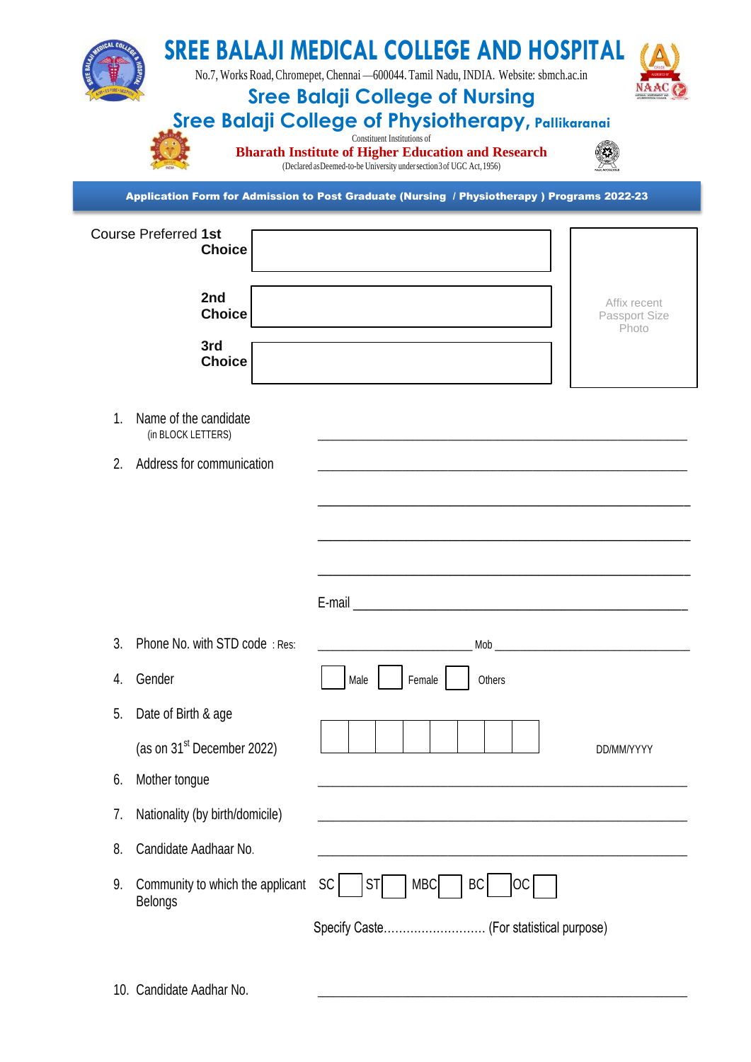# SREE BALAJI MEDICAL COLLEGE AND HOSPITAL

No.7, Works Road, Chromepet, Chennai —600044. Tamil Nadu, INDIA. Website: sbmch.ac.in

## Sree Balaji College of Nursing

## Sree Balaji College of Physiotherapy, Pallikaranai

Constituent Institutions of

**Bharath Institute of Higher Education and Research**

(Declared as Deemed-to-be University under section 3 of UGC Act, 1956)

**Application Form for Admission to Post Graduate (Nursing / Physiotherapy ) Programs 2022-23**

Course Preferred **1st Choice** ____________________

**2nd Choice** ____________________

**3rd Choice** ____________________

Affix recent Passport Size Photo

1. Name of the candidate (in BLOCK LETTERS) ____________________
2. Address for communication ____________________

   ____________________

   ____________________

   ____________________

   E-mail ____________________
3. Phone No. with STD code : Res: ____________________ Mob ____________________
4. Gender ☐ Male ☐ Female ☐ Others
5. Date of Birth & age (as on 31st December 2022) ☐☐☐☐☐☐☐☐ DD/MM/YYYY
6. Mother tongue ____________________
7. Nationality (by birth/domicile) ____________________
8. Candidate Aadhaar No. ____________________
9. Community to which the applicant Belongs SC ☐ ST ☐ MBC ☐ BC ☐ OC ☐

   Specify Caste.......................... (For statistical purpose)
10. Candidate Aadhar No. ____________________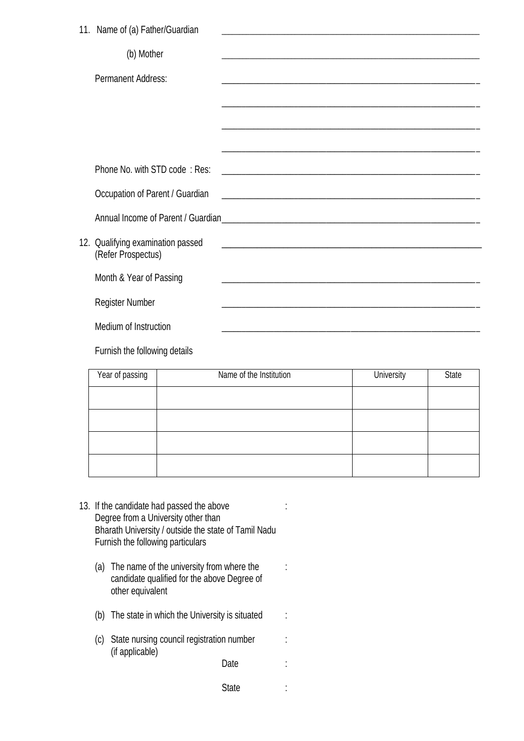11. Name of (a) Father/Guardian ______________________________

    (b) Mother ______________________________

    Permanent Address: ______________________________

    ______________________________

    ______________________________

    ______________________________

    Phone No. with STD code : Res: ______________________________

    Occupation of Parent / Guardian ______________________________

    Annual Income of Parent / Guardian ______________________________

12. Qualifying examination passed (Refer Prospectus) ______________________________

    Month & Year of Passing ______________________________

    Register Number ______________________________

    Medium of Instruction ______________________________

    Furnish the following details

| Year of passing | Name of the Institution | University | State |
|---|---|---|---|
| | | | |
| | | | |
| | | | |
| | | | |

13. If the candidate had passed the above Degree from a University other than Bharath University / outside the state of Tamil Nadu Furnish the following particulars :

    (a) The name of the university from where the candidate qualified for the above Degree of other equivalent :

    (b) The state in which the University is situated :

    (c) State nursing council registration number (if applicable) :

    Date :

    State :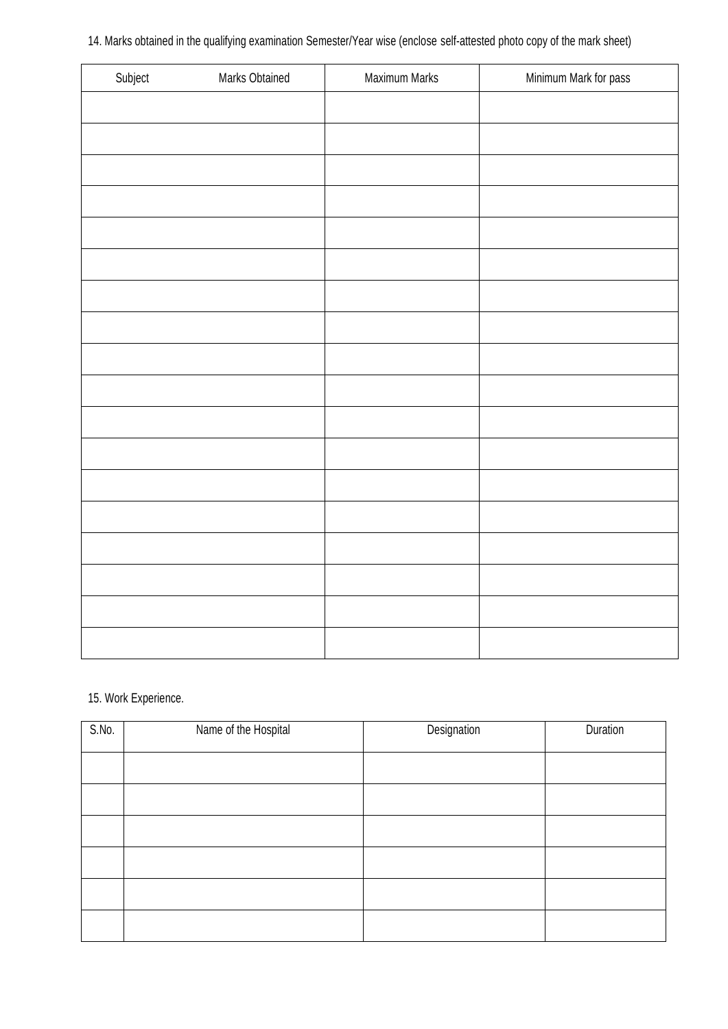14. Marks obtained in the qualifying examination Semester/Year wise (enclose self-attested photo copy of the mark sheet)

| Subject | Marks Obtained | Maximum Marks | Minimum Mark for pass |
|---|---|---|---|
| | | | |
| | | | |
| | | | |
| | | | |
| | | | |
| | | | |
| | | | |
| | | | |
| | | | |
| | | | |
| | | | |
| | | | |
| | | | |
| | | | |
| | | | |
| | | | |
| | | | |
| | | | |

15. Work Experience.

| S.No. | Name of the Hospital | Designation | Duration |
|---|---|---|---|
| | | | |
| | | | |
| | | | |
| | | | |
| | | | |
| | | | |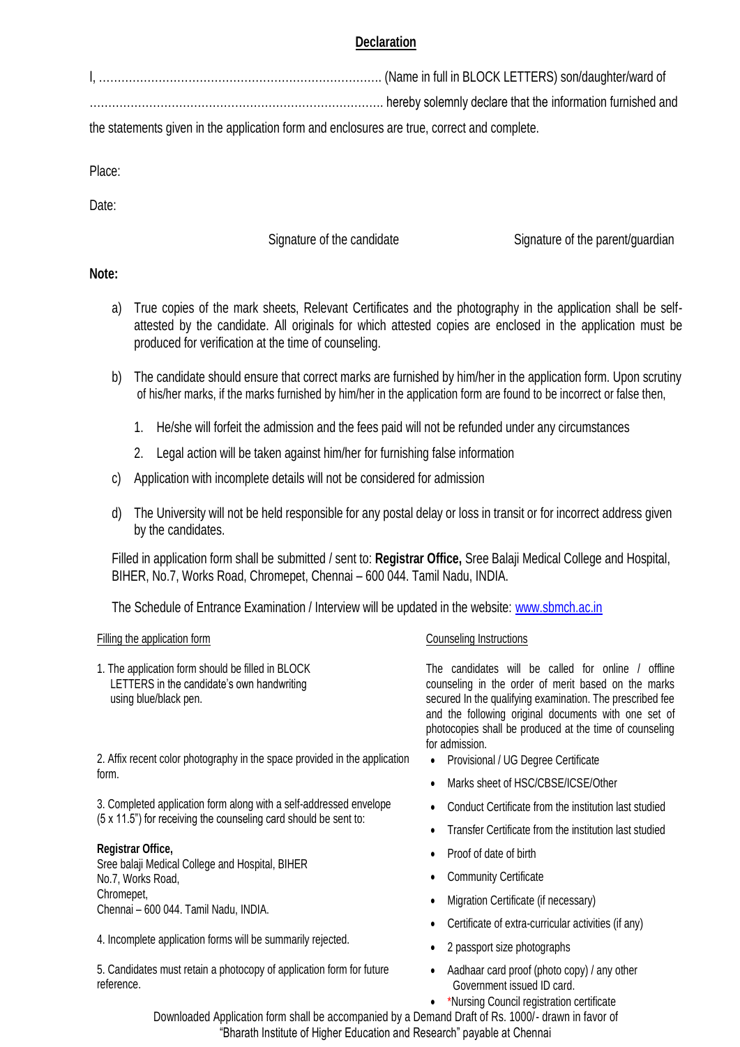## Declaration

I, …………………………………………………………………. (Name in full in BLOCK LETTERS) son/daughter/ward of …………………………………………………………………… hereby solemnly declare that the information furnished and the statements given in the application form and enclosures are true, correct and complete.

Place:

Date:

Signature of the candidate Signature of the parent/guardian

**Note:**

a) True copies of the mark sheets, Relevant Certificates and the photography in the application shall be self-attested by the candidate. All originals for which attested copies are enclosed in the application must be produced for verification at the time of counseling.

b) The candidate should ensure that correct marks are furnished by him/her in the application form. Upon scrutiny of his/her marks, if the marks furnished by him/her in the application form are found to be incorrect or false then,

1. He/she will forfeit the admission and the fees paid will not be refunded under any circumstances
2. Legal action will be taken against him/her for furnishing false information

c) Application with incomplete details will not be considered for admission

d) The University will not be held responsible for any postal delay or loss in transit or for incorrect address given by the candidates.

Filled in application form shall be submitted / sent to: **Registrar Office,** Sree Balaji Medical College and Hospital, BIHER, No.7, Works Road, Chromepet, Chennai – 600 044. Tamil Nadu, INDIA.

The Schedule of Entrance Examination / Interview will be updated in the website: www.sbmch.ac.in

Filling the application form

1. The application form should be filled in BLOCK LETTERS in the candidate's own handwriting using blue/black pen.

2. Affix recent color photography in the space provided in the application form.

3. Completed application form along with a self-addressed envelope (5 x 11.5") for receiving the counseling card should be sent to:

**Registrar Office,**
Sree balaji Medical College and Hospital, BIHER
No.7, Works Road,
Chromepet,
Chennai – 600 044. Tamil Nadu, INDIA.

4. Incomplete application forms will be summarily rejected.

5. Candidates must retain a photocopy of application form for future reference.

Counseling Instructions

The candidates will be called for online / offline counseling in the order of merit based on the marks secured In the qualifying examination. The prescribed fee and the following original documents with one set of photocopies shall be produced at the time of counseling for admission.

- Provisional / UG Degree Certificate
- Marks sheet of HSC/CBSE/ICSE/Other
- Conduct Certificate from the institution last studied
- Transfer Certificate from the institution last studied
- Proof of date of birth
- Community Certificate
- Migration Certificate (if necessary)
- Certificate of extra-curricular activities (if any)
- 2 passport size photographs
- Aadhaar card proof (photo copy) / any other Government issued ID card.
- *Nursing Council registration certificate

Downloaded Application form shall be accompanied by a Demand Draft of Rs. 1000/- drawn in favor of "Bharath Institute of Higher Education and Research" payable at Chennai